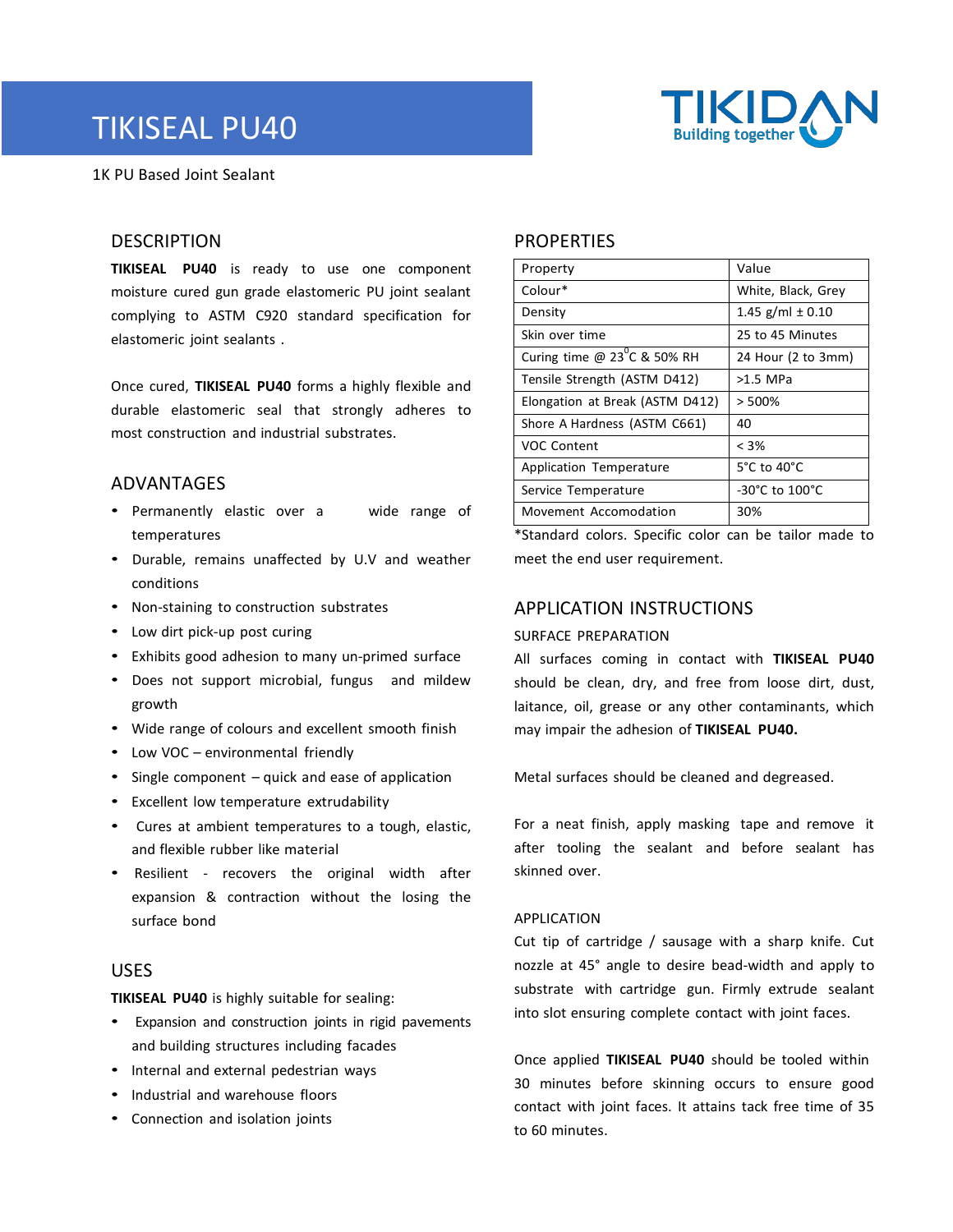# TIKISEAL PU40

TIKIDAN
Building together

1K PU Based Joint Sealant

## DESCRIPTION

**TIKISEAL PU40** is ready to use one component moisture cured gun grade elastomeric PU joint sealant complying to ASTM C920 standard specification for elastomeric joint sealants .

Once cured, **TIKISEAL PU40** forms a highly flexible and durable elastomeric seal that strongly adheres to most construction and industrial substrates.

## ADVANTAGES

- Permanently elastic over a wide range of temperatures
- Durable, remains unaffected by U.V and weather conditions
- Non-staining to construction substrates
- Low dirt pick-up post curing
- Exhibits good adhesion to many un-primed surface
- Does not support microbial, fungus and mildew growth
- Wide range of colours and excellent smooth finish
- Low VOC – environmental friendly
- Single component – quick and ease of application
- Excellent low temperature extrudability
- Cures at ambient temperatures to a tough, elastic, and flexible rubber like material
- Resilient - recovers the original width after expansion & contraction without the losing the surface bond

## USES

**TIKISEAL PU40** is highly suitable for sealing:

- Expansion and construction joints in rigid pavements and building structures including facades
- Internal and external pedestrian ways
- Industrial and warehouse floors
- Connection and isolation joints

## PROPERTIES

| Property | Value |
|---|---|
| Colour* | White, Black, Grey |
| Density | 1.45 g/ml ± 0.10 |
| Skin over time | 25 to 45 Minutes |
| Curing time @ 23°C & 50% RH | 24 Hour (2 to 3mm) |
| Tensile Strength (ASTM D412) | >1.5 MPa |
| Elongation at Break (ASTM D412) | > 500% |
| Shore A Hardness (ASTM C661) | 40 |
| VOC Content | < 3% |
| Application Temperature | 5°C to 40°C |
| Service Temperature | -30°C to 100°C |
| Movement Accomodation | 30% |

*Standard colors. Specific color can be tailor made to meet the end user requirement.

## APPLICATION INSTRUCTIONS

### SURFACE PREPARATION

All surfaces coming in contact with **TIKISEAL PU40** should be clean, dry, and free from loose dirt, dust, laitance, oil, grease or any other contaminants, which may impair the adhesion of **TIKISEAL PU40.**

Metal surfaces should be cleaned and degreased.

For a neat finish, apply masking tape and remove it after tooling the sealant and before sealant has skinned over.

### APPLICATION

Cut tip of cartridge / sausage with a sharp knife. Cut nozzle at 45° angle to desire bead-width and apply to substrate with cartridge gun. Firmly extrude sealant into slot ensuring complete contact with joint faces.

Once applied **TIKISEAL PU40** should be tooled within 30 minutes before skinning occurs to ensure good contact with joint faces. It attains tack free time of 35 to 60 minutes.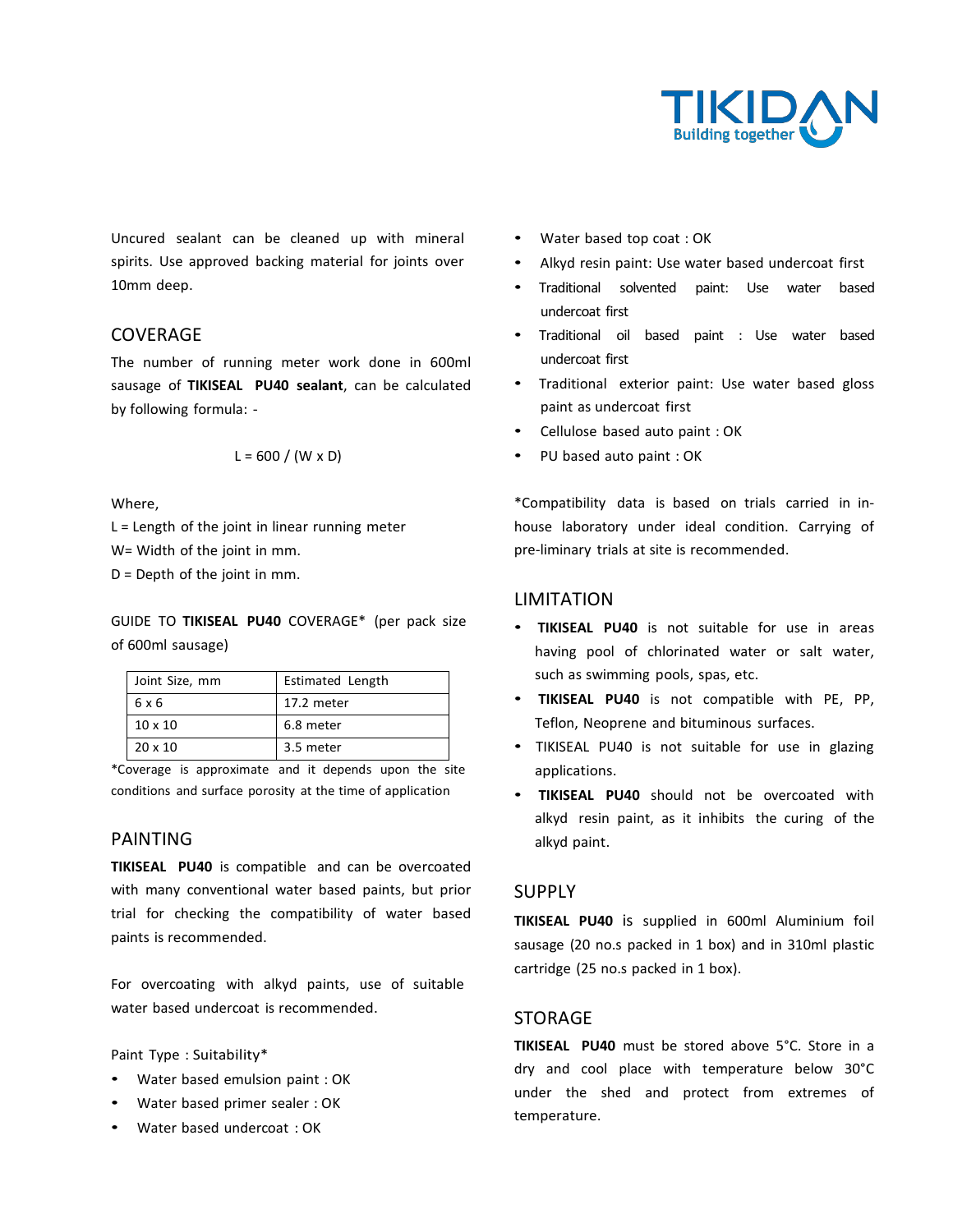Uncured sealant can be cleaned up with mineral spirits. Use approved backing material for joints over 10mm deep.

## COVERAGE

The number of running meter work done in 600ml sausage of **TIKISEAL PU40 sealant**, can be calculated by following formula: -

$$L = 600 / (W \times D)$$

Where,

L = Length of the joint in linear running meter

W= Width of the joint in mm.

D = Depth of the joint in mm.

GUIDE TO **TIKISEAL PU40** COVERAGE* (per pack size of 600ml sausage)

| Joint Size, mm | Estimated Length |
|---|---|
| 6 x 6 | 17.2 meter |
| 10 x 10 | 6.8 meter |
| 20 x 10 | 3.5 meter |

*Coverage is approximate and it depends upon the site conditions and surface porosity at the time of application

## PAINTING

**TIKISEAL PU40** is compatible and can be overcoated with many conventional water based paints, but prior trial for checking the compatibility of water based paints is recommended.

For overcoating with alkyd paints, use of suitable water based undercoat is recommended.

Paint Type : Suitability*

- Water based emulsion paint : OK
- Water based primer sealer : OK
- Water based undercoat : OK
- Water based top coat : OK
- Alkyd resin paint: Use water based undercoat first
- Traditional solvented paint: Use water based undercoat first
- Traditional oil based paint : Use water based undercoat first
- Traditional exterior paint: Use water based gloss paint as undercoat first
- Cellulose based auto paint : OK
- PU based auto paint : OK

*Compatibility data is based on trials carried in in-house laboratory under ideal condition. Carrying of pre-liminary trials at site is recommended.

## LIMITATION

- **TIKISEAL PU40** is not suitable for use in areas having pool of chlorinated water or salt water, such as swimming pools, spas, etc.
- **TIKISEAL PU40** is not compatible with PE, PP, Teflon, Neoprene and bituminous surfaces.
- TIKISEAL PU40 is not suitable for use in glazing applications.
- **TIKISEAL PU40** should not be overcoated with alkyd resin paint, as it inhibits the curing of the alkyd paint.

## SUPPLY

**TIKISEAL PU40** is supplied in 600ml Aluminium foil sausage (20 no.s packed in 1 box) and in 310ml plastic cartridge (25 no.s packed in 1 box).

## STORAGE

**TIKISEAL PU40** must be stored above 5°C. Store in a dry and cool place with temperature below 30°C under the shed and protect from extremes of temperature.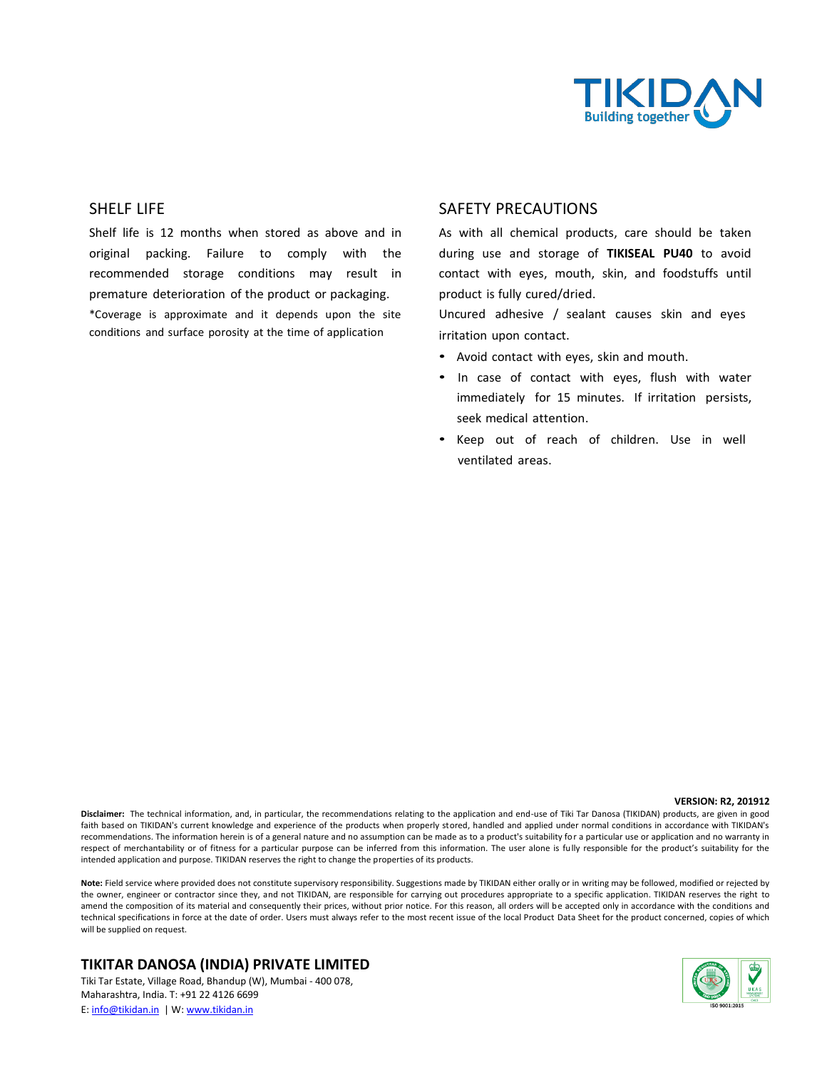## SHELF LIFE

Shelf life is 12 months when stored as above and in original packing. Failure to comply with the recommended storage conditions may result in premature deterioration of the product or packaging.

*Coverage is approximate and it depends upon the site conditions and surface porosity at the time of application

## SAFETY PRECAUTIONS

As with all chemical products, care should be taken during use and storage of **TIKISEAL PU40** to avoid contact with eyes, mouth, skin, and foodstuffs until product is fully cured/dried.

Uncured adhesive / sealant causes skin and eyes irritation upon contact.

- Avoid contact with eyes, skin and mouth.
- In case of contact with eyes, flush with water immediately for 15 minutes. If irritation persists, seek medical attention.
- Keep out of reach of children. Use in well ventilated areas.

**VERSION: R2, 201912**

**Disclaimer:** The technical information, and, in particular, the recommendations relating to the application and end-use of Tiki Tar Danosa (TIKIDAN) products, are given in good faith based on TIKIDAN's current knowledge and experience of the products when properly stored, handled and applied under normal conditions in accordance with TIKIDAN's recommendations. The information herein is of a general nature and no assumption can be made as to a product's suitability for a particular use or application and no warranty in respect of merchantability or of fitness for a particular purpose can be inferred from this information. The user alone is fully responsible for the product's suitability for the intended application and purpose. TIKIDAN reserves the right to change the properties of its products.

**Note:** Field service where provided does not constitute supervisory responsibility. Suggestions made by TIKIDAN either orally or in writing may be followed, modified or rejected by the owner, engineer or contractor since they, and not TIKIDAN, are responsible for carrying out procedures appropriate to a specific application. TIKIDAN reserves the right to amend the composition of its material and consequently their prices, without prior notice. For this reason, all orders will be accepted only in accordance with the conditions and technical specifications in force at the date of order. Users must always refer to the most recent issue of the local Product Data Sheet for the product concerned, copies of which will be supplied on request.

**TIKITAR DANOSA (INDIA) PRIVATE LIMITED**

Tiki Tar Estate, Village Road, Bhandup (W), Mumbai - 400 078, Maharashtra, India. T: +91 22 4126 6699

E: info@tikidan.in | W: www.tikidan.in

ISO 9001:2015